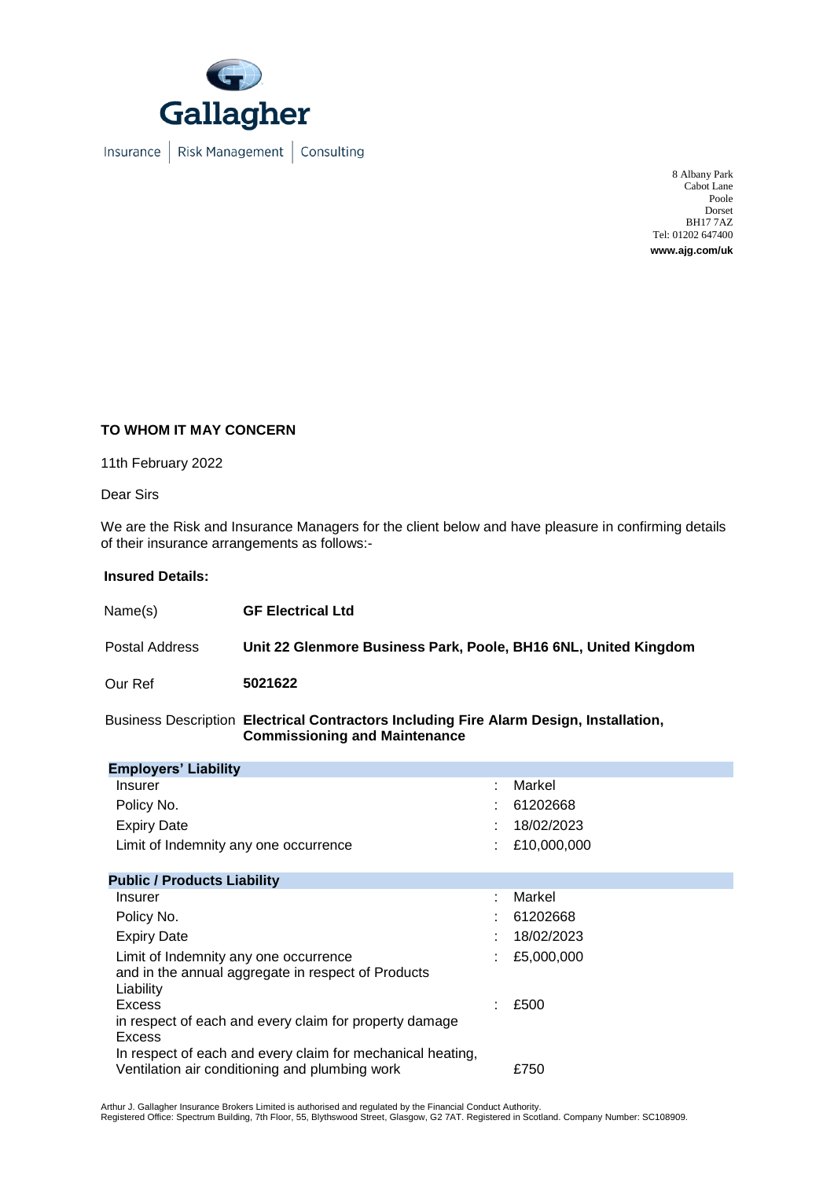Gallagher

Insurance | Risk Management | Consulting

8 Albany Park
Cabot Lane
Poole
Dorset
BH17 7AZ
Tel: 01202 647400
**www.ajg.com/uk**

**TO WHOM IT MAY CONCERN**

11th February 2022

Dear Sirs

We are the Risk and Insurance Managers for the client below and have pleasure in confirming details of their insurance arrangements as follows:-

**Insured Details:**

| | |
|---|---|
| Name(s) | **GF Electrical Ltd** |
| Postal Address | **Unit 22 Glenmore Business Park, Poole, BH16 6NL, United Kingdom** |
| Our Ref | **5021622** |
| Business Description | **Electrical Contractors Including Fire Alarm Design, Installation, Commissioning and Maintenance** |

| **Employers' Liability** | | |
|---|---|---|
| Insurer | : | Markel |
| Policy No. | : | 61202668 |
| Expiry Date | : | 18/02/2023 |
| Limit of Indemnity any one occurrence | : | £10,000,000 |

| **Public / Products Liability** | | |
|---|---|---|
| Insurer | : | Markel |
| Policy No. | : | 61202668 |
| Expiry Date | : | 18/02/2023 |
| Limit of Indemnity any one occurrence and in the annual aggregate in respect of Products Liability | : | £5,000,000 |
| Excess in respect of each and every claim for property damage | : | £500 |
| Excess In respect of each and every claim for mechanical heating, Ventilation air conditioning and plumbing work | | £750 |

Arthur J. Gallagher Insurance Brokers Limited is authorised and regulated by the Financial Conduct Authority.
Registered Office: Spectrum Building, 7th Floor, 55, Blythswood Street, Glasgow, G2 7AT. Registered in Scotland. Company Number: SC108909.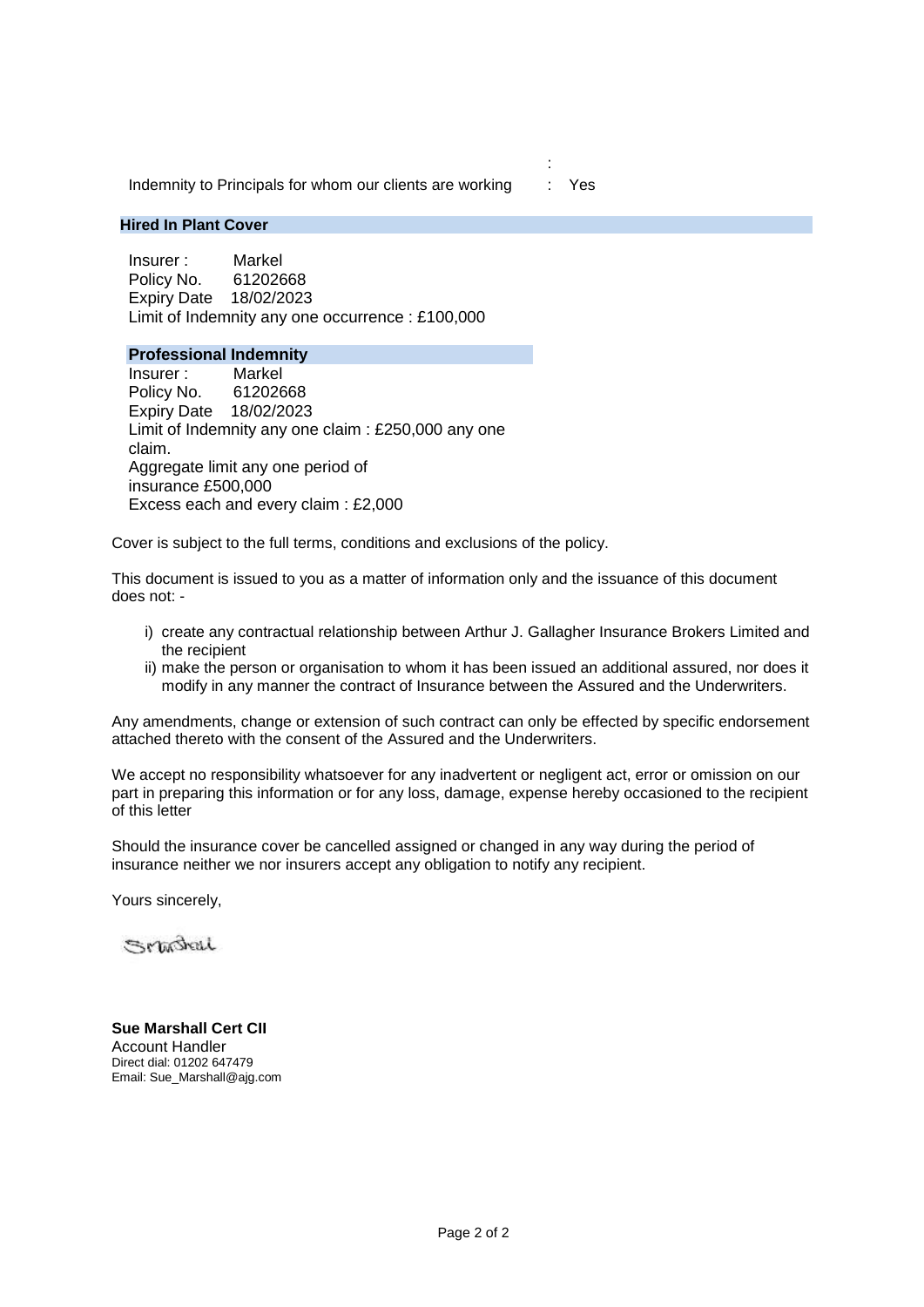Indemnity to Principals for whom our clients are working : Yes

**Hired In Plant Cover**

Insurer : Markel
Policy No. 61202668
Expiry Date 18/02/2023
Limit of Indemnity any one occurrence : £100,000

**Professional Indemnity**

Insurer : Markel
Policy No. 61202668
Expiry Date 18/02/2023
Limit of Indemnity any one claim : £250,000 any one claim.
Aggregate limit any one period of insurance £500,000
Excess each and every claim : £2,000

Cover is subject to the full terms, conditions and exclusions of the policy.

This document is issued to you as a matter of information only and the issuance of this document does not: -

i) create any contractual relationship between Arthur J. Gallagher Insurance Brokers Limited and the recipient
ii) make the person or organisation to whom it has been issued an additional assured, nor does it modify in any manner the contract of Insurance between the Assured and the Underwriters.

Any amendments, change or extension of such contract can only be effected by specific endorsement attached thereto with the consent of the Assured and the Underwriters.

We accept no responsibility whatsoever for any inadvertent or negligent act, error or omission on our part in preparing this information or for any loss, damage, expense hereby occasioned to the recipient of this letter

Should the insurance cover be cancelled assigned or changed in any way during the period of insurance neither we nor insurers accept any obligation to notify any recipient.

Yours sincerely,

SMarshall

**Sue Marshall Cert CII**
Account Handler
Direct dial: 01202 647479
Email: Sue_Marshall@ajg.com